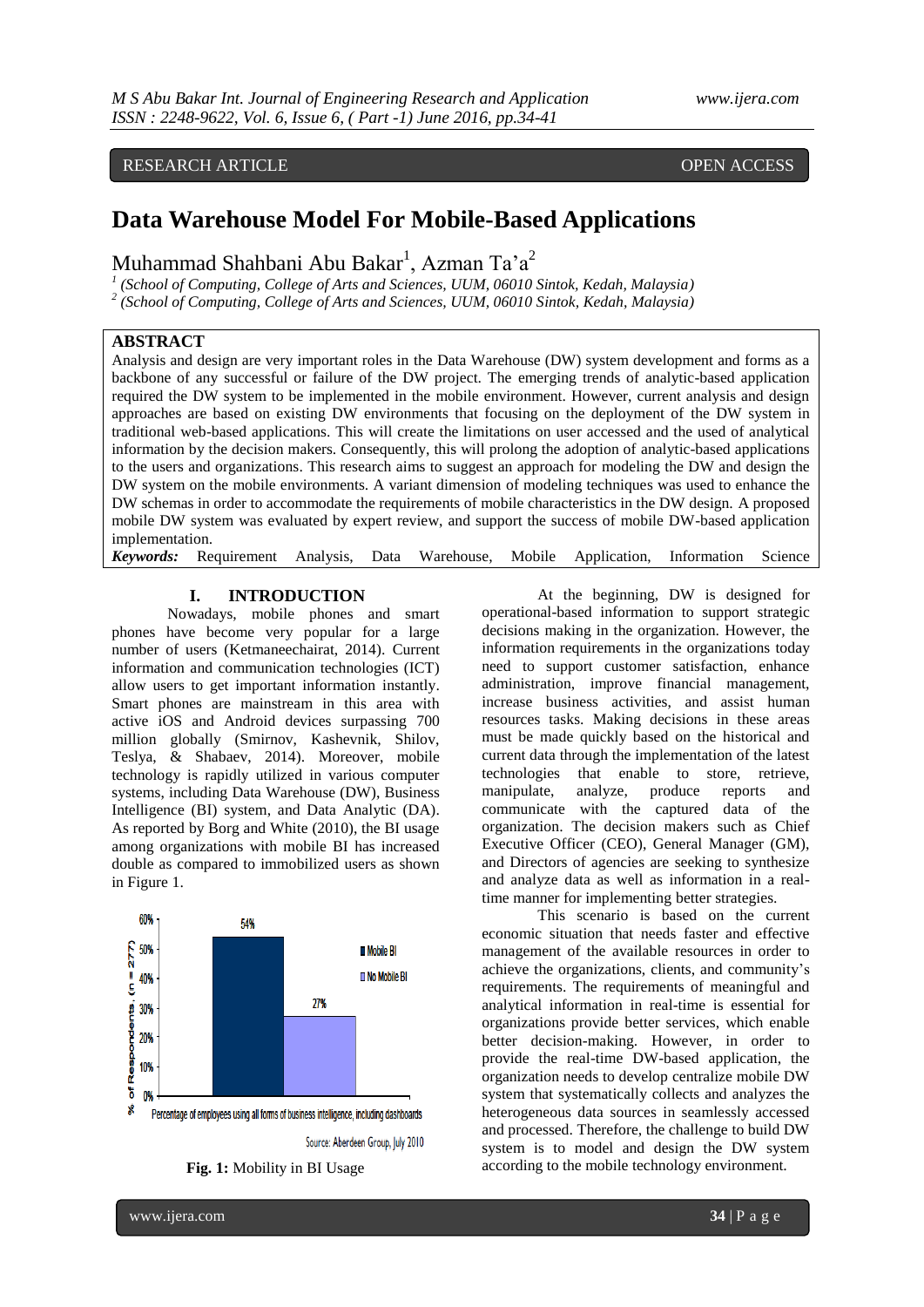RESEARCH ARTICLE OPEN ACCESS

# Data Warehouse Model For Mobile-Based Applications

Muhammad Shahbani Abu Bakar[1], Azman Ta'a[2]

[1] *(School of Computing, College of Arts and Sciences, UUM, 06010 Sintok, Kedah, Malaysia)*
[2] *(School of Computing, College of Arts and Sciences, UUM, 06010 Sintok, Kedah, Malaysia)*

## ABSTRACT

Analysis and design are very important roles in the Data Warehouse (DW) system development and forms as a backbone of any successful or failure of the DW project. The emerging trends of analytic-based application required the DW system to be implemented in the mobile environment. However, current analysis and design approaches are based on existing DW environments that focusing on the deployment of the DW system in traditional web-based applications. This will create the limitations on user accessed and the used of analytical information by the decision makers. Consequently, this will prolong the adoption of analytic-based applications to the users and organizations. This research aims to suggest an approach for modeling the DW and design the DW system on the mobile environments. A variant dimension of modeling techniques was used to enhance the DW schemas in order to accommodate the requirements of mobile characteristics in the DW design. A proposed mobile DW system was evaluated by expert review, and support the success of mobile DW-based application implementation.

***Keywords:*** Requirement Analysis, Data Warehouse, Mobile Application, Information Science

## I. INTRODUCTION

Nowadays, mobile phones and smart phones have become very popular for a large number of users (Ketmaneechairat, 2014). Current information and communication technologies (ICT) allow users to get important information instantly. Smart phones are mainstream in this area with active iOS and Android devices surpassing 700 million globally (Smirnov, Kashevnik, Shilov, Teslya, & Shabaev, 2014). Moreover, mobile technology is rapidly utilized in various computer systems, including Data Warehouse (DW), Business Intelligence (BI) system, and Data Analytic (DA). As reported by Borg and White (2010), the BI usage among organizations with mobile BI has increased double as compared to immobilized users as shown in Figure 1.

| | Mobile BI | No Mobile BI |
|---|---|---|
| Percentage of employees using all forms of business intelligence, including dashboards (% of Respondents, n = 277) | 54% | 27% |

Source: Aberdeen Group, July 2010

**Fig. 1:** Mobility in BI Usage

At the beginning, DW is designed for operational-based information to support strategic decisions making in the organization. However, the information requirements in the organizations today need to support customer satisfaction, enhance administration, improve financial management, increase business activities, and assist human resources tasks. Making decisions in these areas must be made quickly based on the historical and current data through the implementation of the latest technologies that enable to store, retrieve, manipulate, analyze, produce reports and communicate with the captured data of the organization. The decision makers such as Chief Executive Officer (CEO), General Manager (GM), and Directors of agencies are seeking to synthesize and analyze data as well as information in a real-time manner for implementing better strategies.

This scenario is based on the current economic situation that needs faster and effective management of the available resources in order to achieve the organizations, clients, and community's requirements. The requirements of meaningful and analytical information in real-time is essential for organizations provide better services, which enable better decision-making. However, in order to provide the real-time DW-based application, the organization needs to develop centralize mobile DW system that systematically collects and analyzes the heterogeneous data sources in seamlessly accessed and processed. Therefore, the challenge to build DW system is to model and design the DW system according to the mobile technology environment.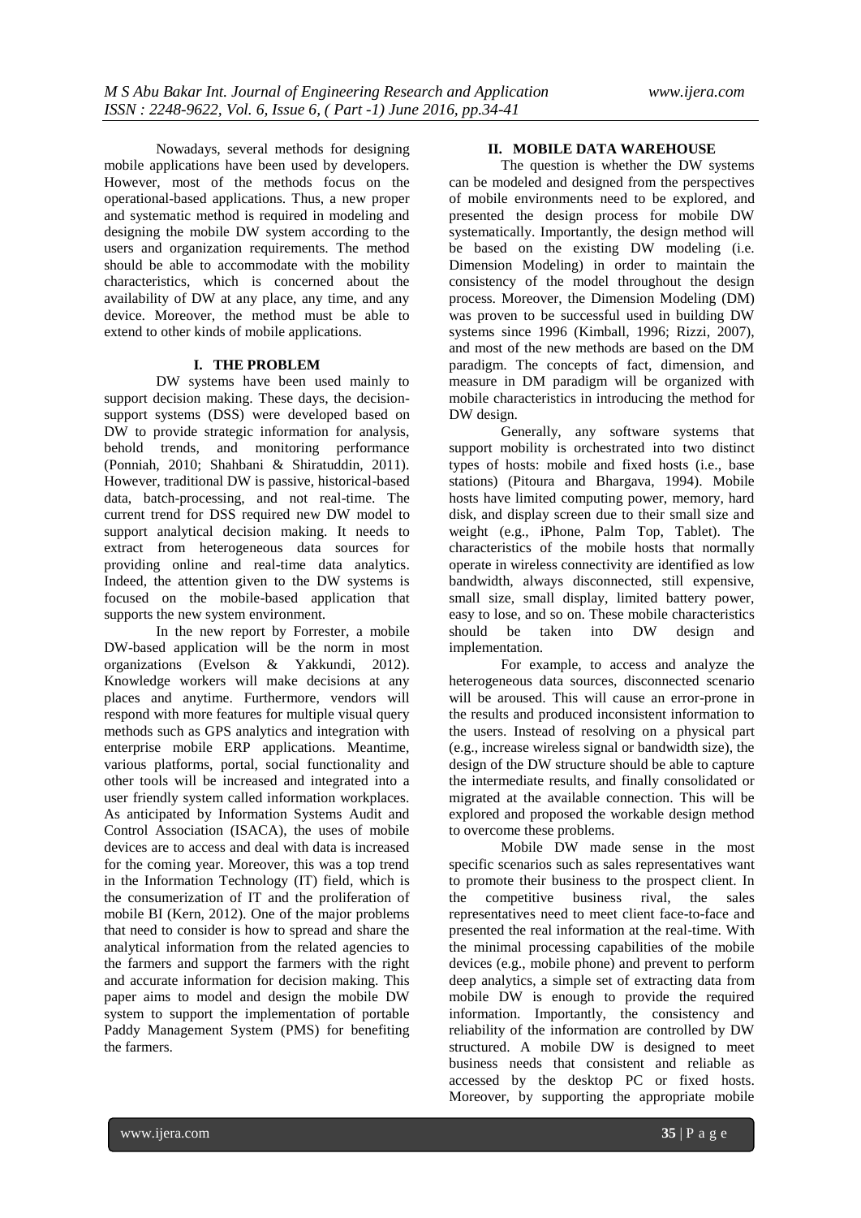Nowadays, several methods for designing mobile applications have been used by developers. However, most of the methods focus on the operational-based applications. Thus, a new proper and systematic method is required in modeling and designing the mobile DW system according to the users and organization requirements. The method should be able to accommodate with the mobility characteristics, which is concerned about the availability of DW at any place, any time, and any device. Moreover, the method must be able to extend to other kinds of mobile applications.

## I. THE PROBLEM

DW systems have been used mainly to support decision making. These days, the decision-support systems (DSS) were developed based on DW to provide strategic information for analysis, behold trends, and monitoring performance (Ponniah, 2010; Shahbani & Shiratuddin, 2011). However, traditional DW is passive, historical-based data, batch-processing, and not real-time. The current trend for DSS required new DW model to support analytical decision making. It needs to extract from heterogeneous data sources for providing online and real-time data analytics. Indeed, the attention given to the DW systems is focused on the mobile-based application that supports the new system environment.

In the new report by Forrester, a mobile DW-based application will be the norm in most organizations (Evelson & Yakkundi, 2012). Knowledge workers will make decisions at any places and anytime. Furthermore, vendors will respond with more features for multiple visual query methods such as GPS analytics and integration with enterprise mobile ERP applications. Meantime, various platforms, portal, social functionality and other tools will be increased and integrated into a user friendly system called information workplaces. As anticipated by Information Systems Audit and Control Association (ISACA), the uses of mobile devices are to access and deal with data is increased for the coming year. Moreover, this was a top trend in the Information Technology (IT) field, which is the consumerization of IT and the proliferation of mobile BI (Kern, 2012). One of the major problems that need to consider is how to spread and share the analytical information from the related agencies to the farmers and support the farmers with the right and accurate information for decision making. This paper aims to model and design the mobile DW system to support the implementation of portable Paddy Management System (PMS) for benefiting the farmers.

## II. MOBILE DATA WAREHOUSE

The question is whether the DW systems can be modeled and designed from the perspectives of mobile environments need to be explored, and presented the design process for mobile DW systematically. Importantly, the design method will be based on the existing DW modeling (i.e. Dimension Modeling) in order to maintain the consistency of the model throughout the design process. Moreover, the Dimension Modeling (DM) was proven to be successful used in building DW systems since 1996 (Kimball, 1996; Rizzi, 2007), and most of the new methods are based on the DM paradigm. The concepts of fact, dimension, and measure in DM paradigm will be organized with mobile characteristics in introducing the method for DW design.

Generally, any software systems that support mobility is orchestrated into two distinct types of hosts: mobile and fixed hosts (i.e., base stations) (Pitoura and Bhargava, 1994). Mobile hosts have limited computing power, memory, hard disk, and display screen due to their small size and weight (e.g., iPhone, Palm Top, Tablet). The characteristics of the mobile hosts that normally operate in wireless connectivity are identified as low bandwidth, always disconnected, still expensive, small size, small display, limited battery power, easy to lose, and so on. These mobile characteristics should be taken into DW design and implementation.

For example, to access and analyze the heterogeneous data sources, disconnected scenario will be aroused. This will cause an error-prone in the results and produced inconsistent information to the users. Instead of resolving on a physical part (e.g., increase wireless signal or bandwidth size), the design of the DW structure should be able to capture the intermediate results, and finally consolidated or migrated at the available connection. This will be explored and proposed the workable design method to overcome these problems.

Mobile DW made sense in the most specific scenarios such as sales representatives want to promote their business to the prospect client. In the competitive business rival, the sales representatives need to meet client face-to-face and presented the real information at the real-time. With the minimal processing capabilities of the mobile devices (e.g., mobile phone) and prevent to perform deep analytics, a simple set of extracting data from mobile DW is enough to provide the required information. Importantly, the consistency and reliability of the information are controlled by DW structured. A mobile DW is designed to meet business needs that consistent and reliable as accessed by the desktop PC or fixed hosts. Moreover, by supporting the appropriate mobile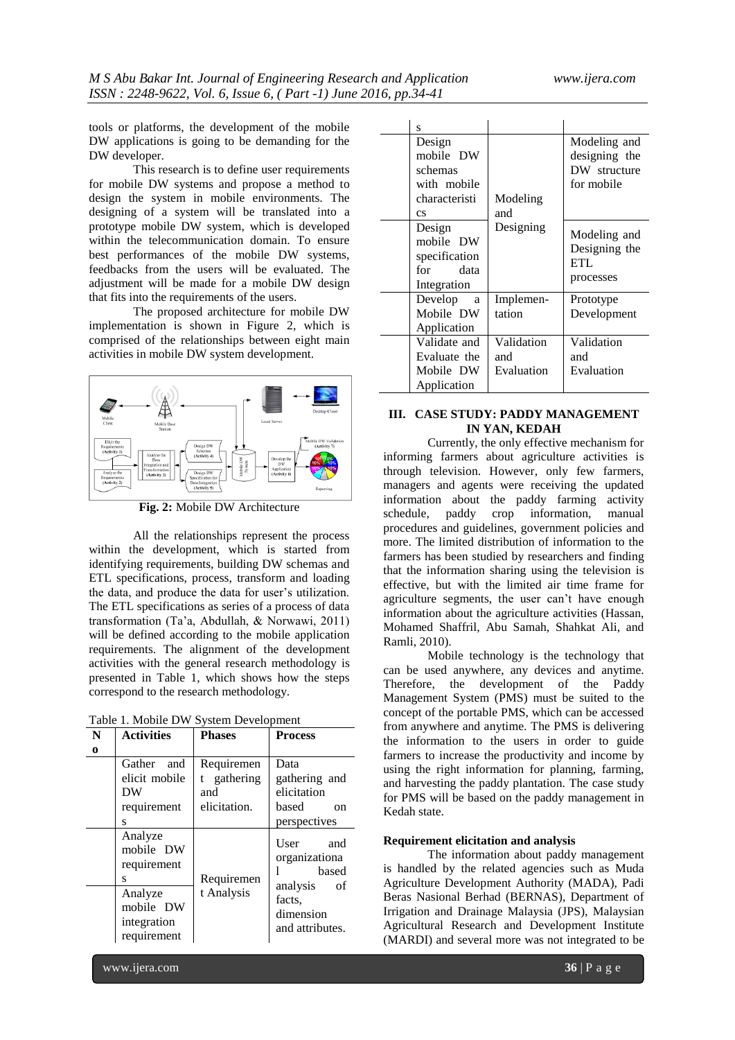tools or platforms, the development of the mobile DW applications is going to be demanding for the DW developer.

This research is to define user requirements for mobile DW systems and propose a method to design the system in mobile environments. The designing of a system will be translated into a prototype mobile DW system, which is developed within the telecommunication domain. To ensure best performances of the mobile DW systems, feedbacks from the users will be evaluated. The adjustment will be made for a mobile DW design that fits into the requirements of the users.

The proposed architecture for mobile DW implementation is shown in Figure 2, which is comprised of the relationships between eight main activities in mobile DW system development.

**Fig. 2:** Mobile DW Architecture

All the relationships represent the process within the development, which is started from identifying requirements, building DW schemas and ETL specifications, process, transform and loading the data, and produce the data for user's utilization. The ETL specifications as series of a process of data transformation (Ta'a, Abdullah, & Norwawi, 2011) will be defined according to the mobile application requirements. The alignment of the development activities with the general research methodology is presented in Table 1, which shows how the steps correspond to the research methodology.

Table 1. Mobile DW System Development

| No | Activities | Phases | Process |
|---|---|---|---|
| | Gather and elicit mobile DW requirements | Requirement gathering and elicitation. | Data gathering and elicitation based on perspectives |
| | Analyze mobile DW requirements | Requirement Analysis | User and organizational based analysis of facts, dimension and attributes. |
| | Analyze mobile DW integration requirements | | |
| | Design mobile DW schemas with mobile characteristics | Modeling and Designing | Modeling and designing the DW structure for mobile |
| | Design mobile DW specification for data Integration | | Modeling and Designing the ETL processes |
| | Develop a Mobile DW Application | Implementation | Prototype Development |
| | Validate and Evaluate the Mobile DW Application | Validation and Evaluation | Validation and Evaluation |

## III. CASE STUDY: PADDY MANAGEMENT IN YAN, KEDAH

Currently, the only effective mechanism for informing farmers about agriculture activities is through television. However, only few farmers, managers and agents were receiving the updated information about the paddy farming activity schedule, paddy crop information, manual procedures and guidelines, government policies and more. The limited distribution of information to the farmers has been studied by researchers and finding that the information sharing using the television is effective, but with the limited air time frame for agriculture segments, the user can't have enough information about the agriculture activities (Hassan, Mohamed Shaffril, Abu Samah, Shahkat Ali, and Ramli, 2010).

Mobile technology is the technology that can be used anywhere, any devices and anytime. Therefore, the development of the Paddy Management System (PMS) must be suited to the concept of the portable PMS, which can be accessed from anywhere and anytime. The PMS is delivering the information to the users in order to guide farmers to increase the productivity and income by using the right information for planning, farming, and harvesting the paddy plantation. The case study for PMS will be based on the paddy management in Kedah state.

### Requirement elicitation and analysis

The information about paddy management is handled by the related agencies such as Muda Agriculture Development Authority (MADA), Padi Beras Nasional Berhad (BERNAS), Department of Irrigation and Drainage Malaysia (JPS), Malaysian Agricultural Research and Development Institute (MARDI) and several more was not integrated to be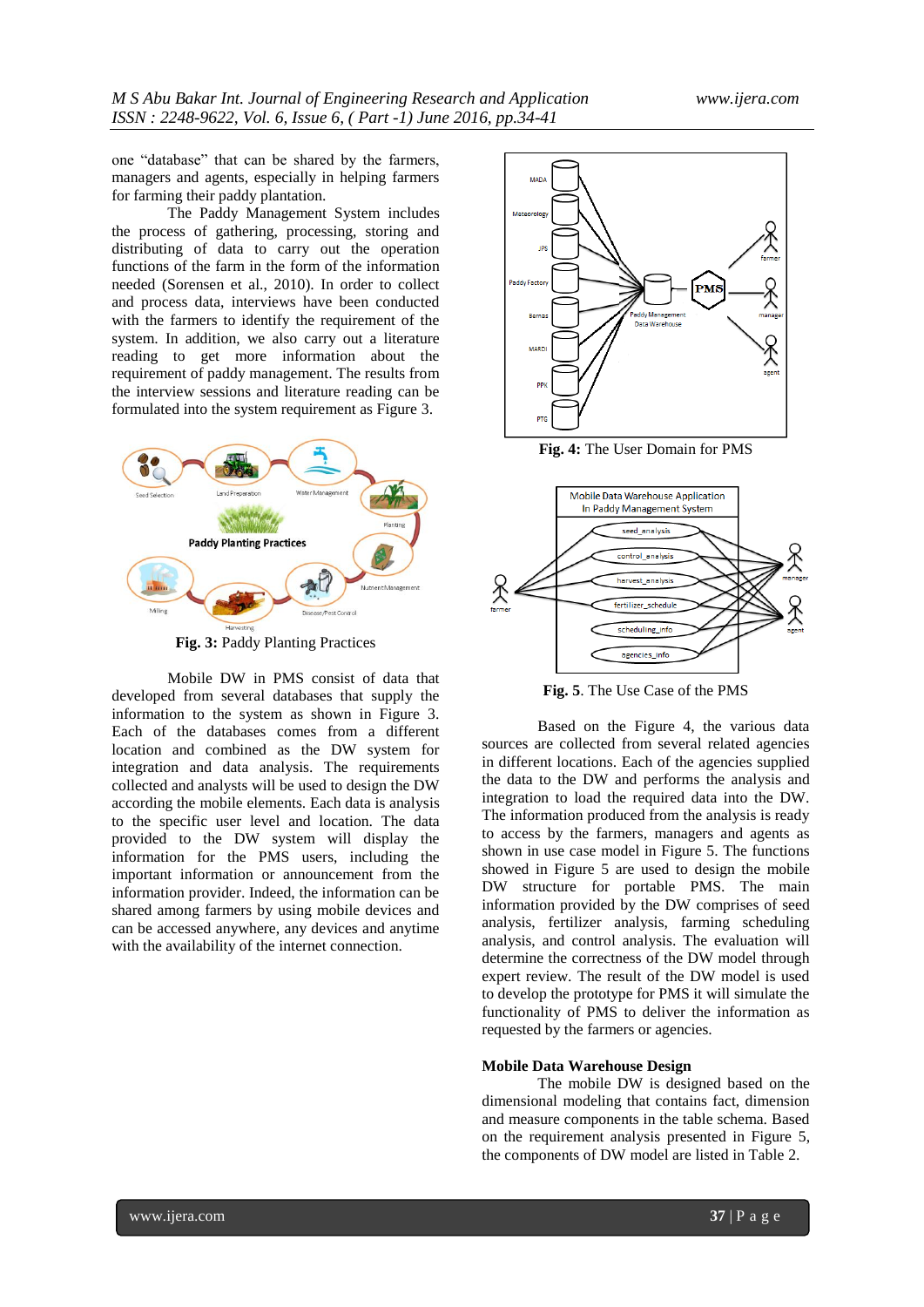one "database" that can be shared by the farmers, managers and agents, especially in helping farmers for farming their paddy plantation.

The Paddy Management System includes the process of gathering, processing, storing and distributing of data to carry out the operation functions of the farm in the form of the information needed (Sorensen et al., 2010). In order to collect and process data, interviews have been conducted with the farmers to identify the requirement of the system. In addition, we also carry out a literature reading to get more information about the requirement of paddy management. The results from the interview sessions and literature reading can be formulated into the system requirement as Figure 3.

**Fig. 3:** Paddy Planting Practices

Mobile DW in PMS consist of data that developed from several databases that supply the information to the system as shown in Figure 3. Each of the databases comes from a different location and combined as the DW system for integration and data analysis. The requirements collected and analysts will be used to design the DW according the mobile elements. Each data is analysis to the specific user level and location. The data provided to the DW system will display the information for the PMS users, including the important information or announcement from the information provider. Indeed, the information can be shared among farmers by using mobile devices and can be accessed anywhere, any devices and anytime with the availability of the internet connection.

**Fig. 4:** The User Domain for PMS

**Fig. 5**. The Use Case of the PMS

Based on the Figure 4, the various data sources are collected from several related agencies in different locations. Each of the agencies supplied the data to the DW and performs the analysis and integration to load the required data into the DW. The information produced from the analysis is ready to access by the farmers, managers and agents as shown in use case model in Figure 5. The functions showed in Figure 5 are used to design the mobile DW structure for portable PMS. The main information provided by the DW comprises of seed analysis, fertilizer analysis, farming scheduling analysis, and control analysis. The evaluation will determine the correctness of the DW model through expert review. The result of the DW model is used to develop the prototype for PMS it will simulate the functionality of PMS to deliver the information as requested by the farmers or agencies.

**Mobile Data Warehouse Design**

The mobile DW is designed based on the dimensional modeling that contains fact, dimension and measure components in the table schema. Based on the requirement analysis presented in Figure 5, the components of DW model are listed in Table 2.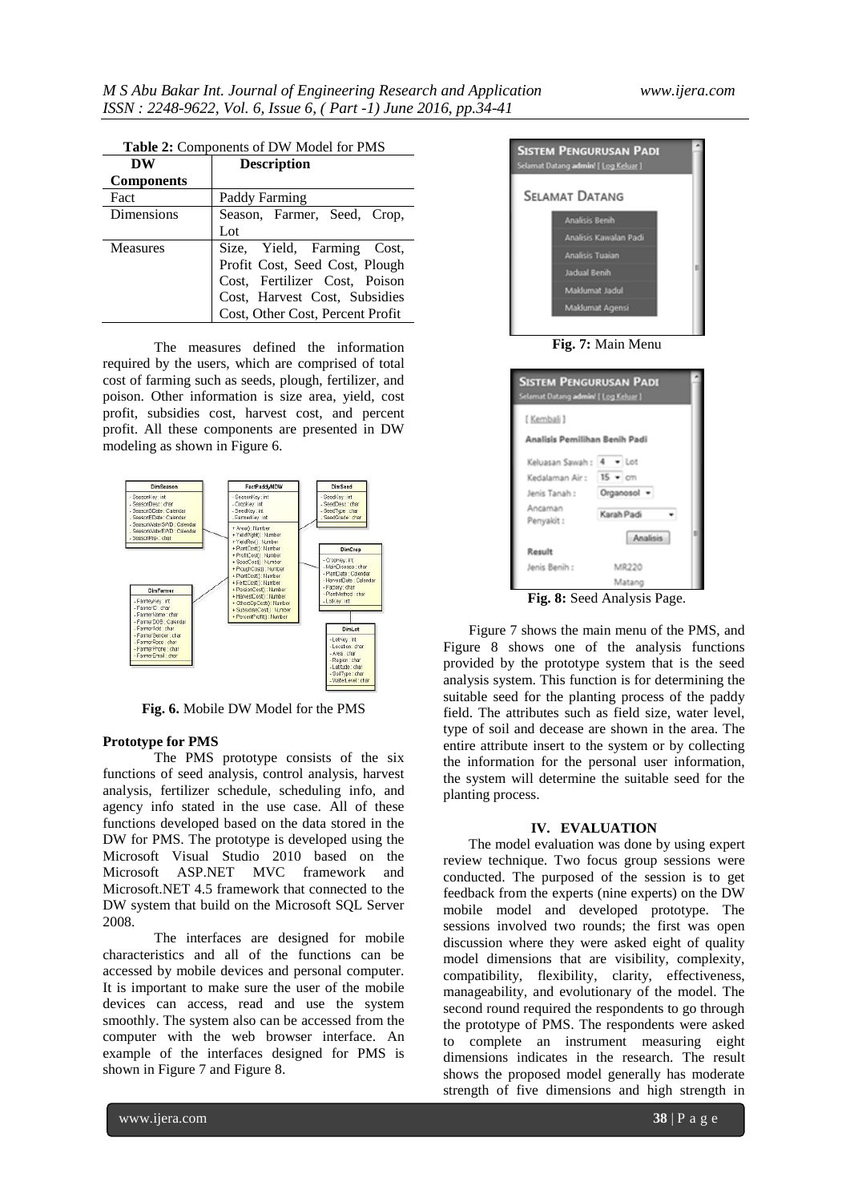**Table 2:** Components of DW Model for PMS

| DW Components | Description |
|---|---|
| Fact | Paddy Farming |
| Dimensions | Season, Farmer, Seed, Crop, Lot |
| Measures | Size, Yield, Farming Cost, Profit Cost, Seed Cost, Plough Cost, Fertilizer Cost, Poison Cost, Harvest Cost, Subsidies Cost, Other Cost, Percent Profit |

The measures defined the information required by the users, which are comprised of total cost of farming such as seeds, plough, fertilizer, and poison. Other information is size area, yield, cost profit, subsidies cost, harvest cost, and percent profit. All these components are presented in DW modeling as shown in Figure 6.

**Fig. 6.** Mobile DW Model for the PMS

**Prototype for PMS**

The PMS prototype consists of the six functions of seed analysis, control analysis, harvest analysis, fertilizer schedule, scheduling info, and agency info stated in the use case. All of these functions developed based on the data stored in the DW for PMS. The prototype is developed using the Microsoft Visual Studio 2010 based on the Microsoft ASP.NET MVC framework and Microsoft.NET 4.5 framework that connected to the DW system that build on the Microsoft SQL Server 2008.

The interfaces are designed for mobile characteristics and all of the functions can be accessed by mobile devices and personal computer. It is important to make sure the user of the mobile devices can access, read and use the system smoothly. The system also can be accessed from the computer with the web browser interface. An example of the interfaces designed for PMS is shown in Figure 7 and Figure 8.

**Fig. 7:** Main Menu

**Fig. 8:** Seed Analysis Page.

Figure 7 shows the main menu of the PMS, and Figure 8 shows one of the analysis functions provided by the prototype system that is the seed analysis system. This function is for determining the suitable seed for the planting process of the paddy field. The attributes such as field size, water level, type of soil and decease are shown in the area. The entire attribute insert to the system or by collecting the information for the personal user information, the system will determine the suitable seed for the planting process.

## IV. EVALUATION

The model evaluation was done by using expert review technique. Two focus group sessions were conducted. The purposed of the session is to get feedback from the experts (nine experts) on the DW mobile model and developed prototype. The sessions involved two rounds; the first was open discussion where they were asked eight of quality model dimensions that are visibility, complexity, compatibility, flexibility, clarity, effectiveness, manageability, and evolutionary of the model. The second round required the respondents to go through the prototype of PMS. The respondents were asked to complete an instrument measuring eight dimensions indicates in the research. The result shows the proposed model generally has moderate strength of five dimensions and high strength in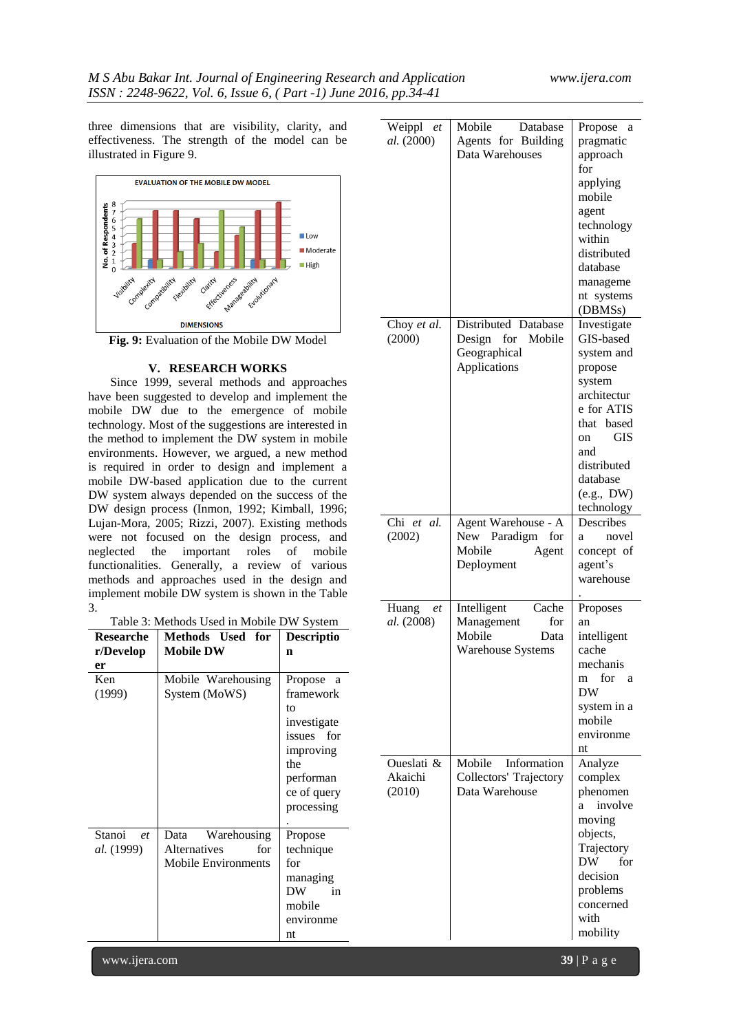three dimensions that are visibility, clarity, and effectiveness. The strength of the model can be illustrated in Figure 9.

**Fig. 9:** Evaluation of the Mobile DW Model

## V. RESEARCH WORKS

Since 1999, several methods and approaches have been suggested to develop and implement the mobile DW due to the emergence of mobile technology. Most of the suggestions are interested in the method to implement the DW system in mobile environments. However, we argued, a new method is required in order to design and implement a mobile DW-based application due to the current DW system always depended on the success of the DW design process (Inmon, 1992; Kimball, 1996; Lujan-Mora, 2005; Rizzi, 2007). Existing methods were not focused on the design process, and neglected the important roles of mobile functionalities. Generally, a review of various methods and approaches used in the design and implement mobile DW system is shown in the Table 3.

Table 3: Methods Used in Mobile DW System

| Researcher/Developer | Methods Used for Mobile DW | Description |
|---|---|---|
| Ken (1999) | Mobile Warehousing System (MoWS) | Propose a framework to investigate issues for improving the performance of query processing. |
| Stanoi *et al.* (1999) | Data Warehousing Alternatives for Mobile Environments | Propose technique for managing DW in mobile environment |
| Weippl *et al.* (2000) | Mobile Database Agents for Building Data Warehouses | Propose a pragmatic approach for applying mobile agent technology within distributed database management systems (DBMSs) |
| Choy *et al.* (2000) | Distributed Database Design for Mobile Geographical Applications | Investigate GIS-based system and propose system architecture for ATIS that based on GIS and distributed database (e.g., DW) technology |
| Chi *et al.* (2002) | Agent Warehouse - A New Paradigm for Mobile Agent Deployment | Describes a novel concept of agent's warehouse. |
| Huang *et al.* (2008) | Intelligent Cache Management Mobile Data Warehouse Systems | Proposes an intelligent cache mechanism for a DW system in a mobile environment |
| Oueslati & Akaichi (2010) | Mobile Information Collectors' Trajectory Data Warehouse | Analyze complex phenomena involve moving objects, Trajectory DW for decision problems concerned with mobility |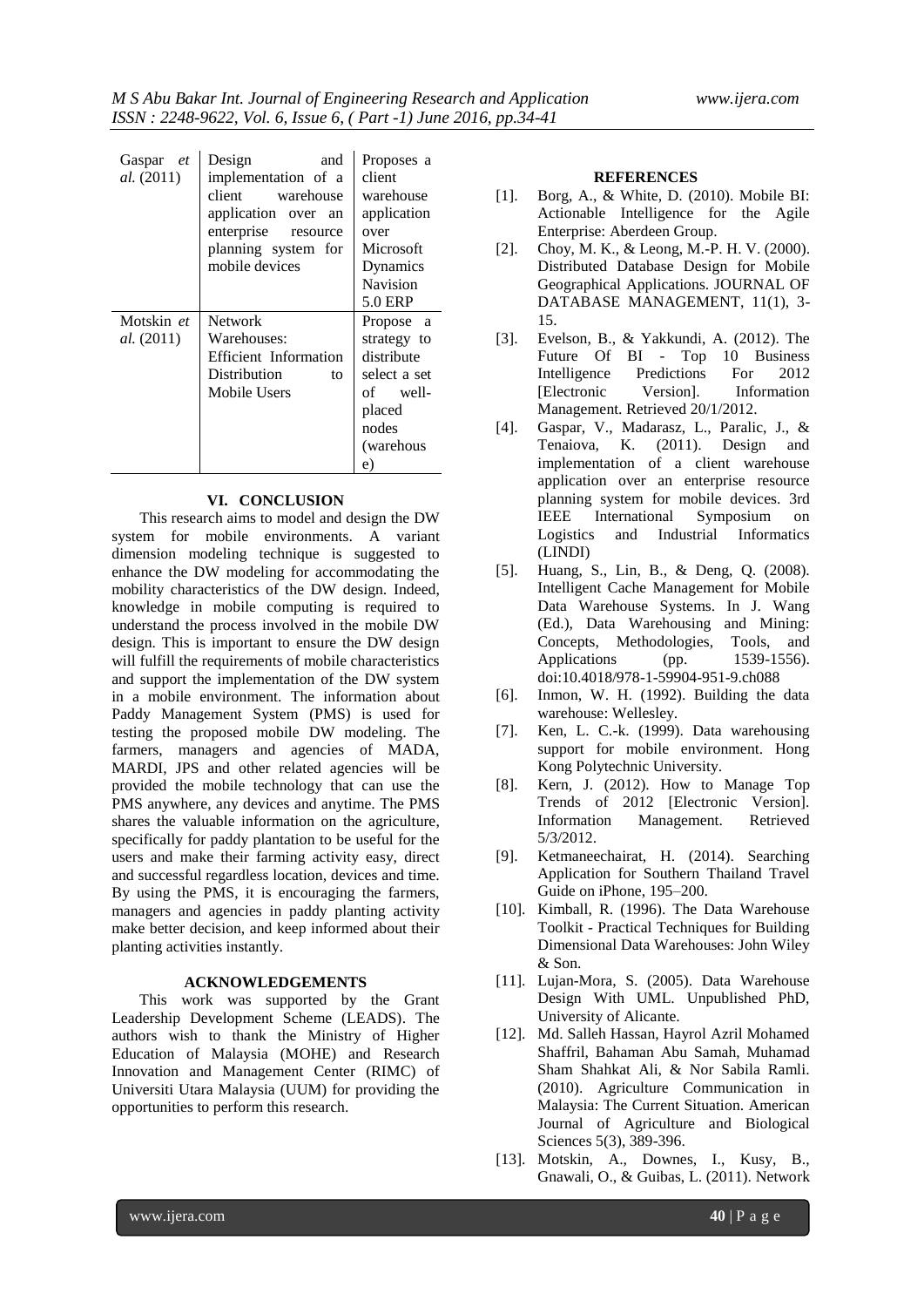| | | |
|---|---|---|
| Gaspar *et al.* (2011) | Design and implementation of a client warehouse application over an enterprise resource planning system for mobile devices | Proposes a client warehouse application over Microsoft Dynamics Navision 5.0 ERP |
| Motskin *et al.* (2011) | Network Warehouses: Efficient Information Distribution to Mobile Users | Propose a strategy to distribute select a set of well-placed nodes (warehouse) |

## VI. CONCLUSION

This research aims to model and design the DW system for mobile environments. A variant dimension modeling technique is suggested to enhance the DW modeling for accommodating the mobility characteristics of the DW design. Indeed, knowledge in mobile computing is required to understand the process involved in the mobile DW design. This is important to ensure the DW design will fulfill the requirements of mobile characteristics and support the implementation of the DW system in a mobile environment. The information about Paddy Management System (PMS) is used for testing the proposed mobile DW modeling. The farmers, managers and agencies of MADA, MARDI, JPS and other related agencies will be provided the mobile technology that can use the PMS anywhere, any devices and anytime. The PMS shares the valuable information on the agriculture, specifically for paddy plantation to be useful for the users and make their farming activity easy, direct and successful regardless location, devices and time. By using the PMS, it is encouraging the farmers, managers and agencies in paddy planting activity make better decision, and keep informed about their planting activities instantly.

## ACKNOWLEDGEMENTS

This work was supported by the Grant Leadership Development Scheme (LEADS). The authors wish to thank the Ministry of Higher Education of Malaysia (MOHE) and Research Innovation and Management Center (RIMC) of Universiti Utara Malaysia (UUM) for providing the opportunities to perform this research.

## REFERENCES

[1]. Borg, A., & White, D. (2010). Mobile BI: Actionable Intelligence for the Agile Enterprise: Aberdeen Group.

[2]. Choy, M. K., & Leong, M.-P. H. V. (2000). Distributed Database Design for Mobile Geographical Applications. JOURNAL OF DATABASE MANAGEMENT, 11(1), 3-15.

[3]. Evelson, B., & Yakkundi, A. (2012). The Future Of BI - Top 10 Business Intelligence Predictions For 2012 [Electronic Version]. Information Management. Retrieved 20/1/2012.

[4]. Gaspar, V., Madarasz, L., Paralic, J., & Tenaiova, K. (2011). Design and implementation of a client warehouse application over an enterprise resource planning system for mobile devices. 3rd IEEE International Symposium on Logistics and Industrial Informatics (LINDI)

[5]. Huang, S., Lin, B., & Deng, Q. (2008). Intelligent Cache Management for Mobile Data Warehouse Systems. In J. Wang (Ed.), Data Warehousing and Mining: Concepts, Methodologies, Tools, and Applications (pp. 1539-1556). doi:10.4018/978-1-59904-951-9.ch088

[6]. Inmon, W. H. (1992). Building the data warehouse: Wellesley.

[7]. Ken, L. C.-k. (1999). Data warehousing support for mobile environment. Hong Kong Polytechnic University.

[8]. Kern, J. (2012). How to Manage Top Trends of 2012 [Electronic Version]. Information Management. Retrieved 5/3/2012.

[9]. Ketmaneechairat, H. (2014). Searching Application for Southern Thailand Travel Guide on iPhone, 195–200.

[10]. Kimball, R. (1996). The Data Warehouse Toolkit - Practical Techniques for Building Dimensional Data Warehouses: John Wiley & Son.

[11]. Lujan-Mora, S. (2005). Data Warehouse Design With UML. Unpublished PhD, University of Alicante.

[12]. Md. Salleh Hassan, Hayrol Azril Mohamed Shaffril, Bahaman Abu Samah, Muhamad Sham Shahkat Ali, & Nor Sabila Ramli. (2010). Agriculture Communication in Malaysia: The Current Situation. American Journal of Agriculture and Biological Sciences 5(3), 389-396.

[13]. Motskin, A., Downes, I., Kusy, B., Gnawali, O., & Guibas, L. (2011). Network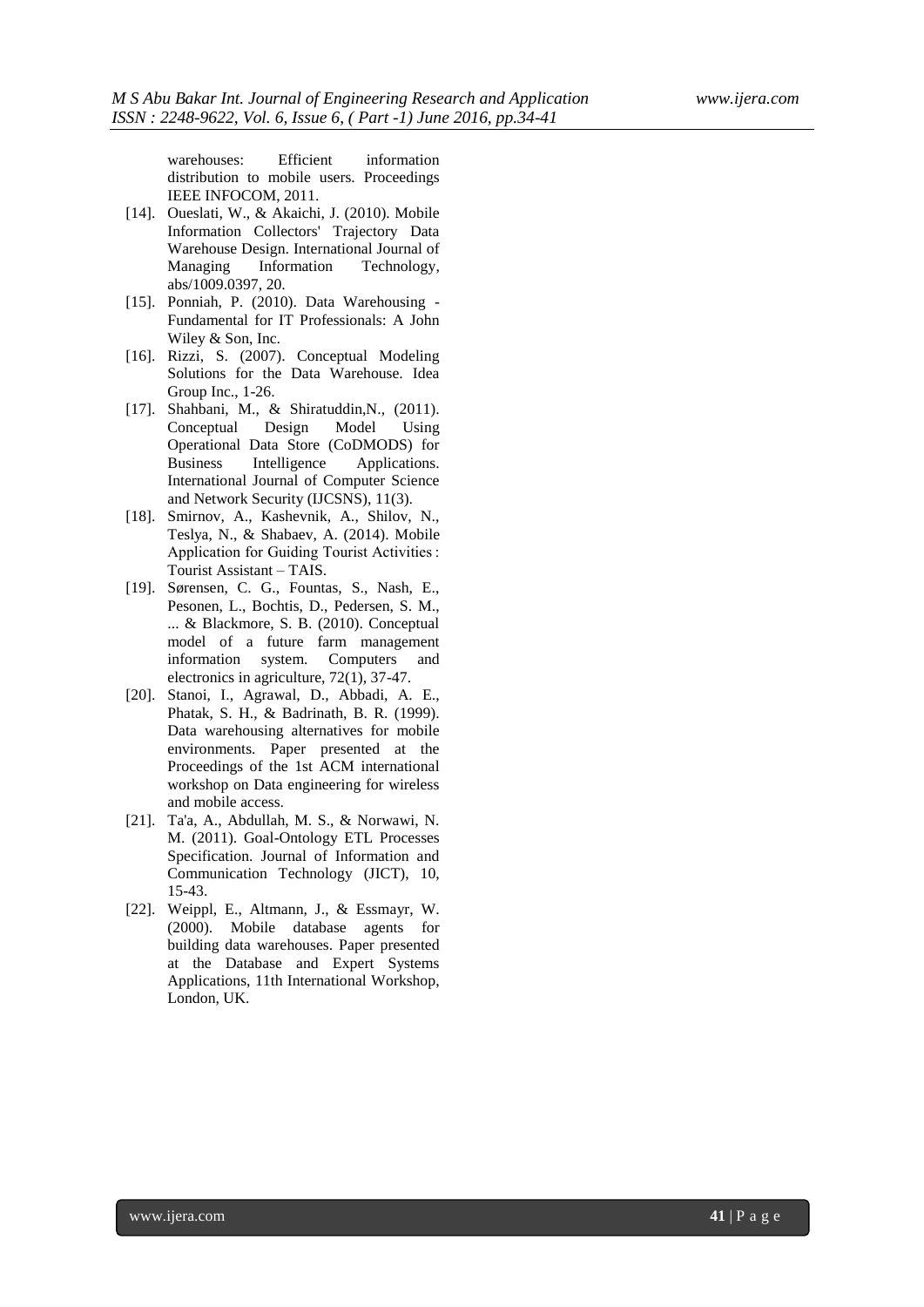warehouses: Efficient information distribution to mobile users. Proceedings IEEE INFOCOM, 2011.

[14]. Oueslati, W., & Akaichi, J. (2010). Mobile Information Collectors' Trajectory Data Warehouse Design. International Journal of Managing Information Technology, abs/1009.0397, 20.

[15]. Ponniah, P. (2010). Data Warehousing - Fundamental for IT Professionals: A John Wiley & Son, Inc.

[16]. Rizzi, S. (2007). Conceptual Modeling Solutions for the Data Warehouse. Idea Group Inc., 1-26.

[17]. Shahbani, M., & Shiratuddin,N., (2011). Conceptual Design Model Using Operational Data Store (CoDMODS) for Business Intelligence Applications. International Journal of Computer Science and Network Security (IJCSNS), 11(3).

[18]. Smirnov, A., Kashevnik, A., Shilov, N., Teslya, N., & Shabaev, A. (2014). Mobile Application for Guiding Tourist Activities : Tourist Assistant – TAIS.

[19]. Sørensen, C. G., Fountas, S., Nash, E., Pesonen, L., Bochtis, D., Pedersen, S. M., ... & Blackmore, S. B. (2010). Conceptual model of a future farm management information system. Computers and electronics in agriculture, 72(1), 37-47.

[20]. Stanoi, I., Agrawal, D., Abbadi, A. E., Phatak, S. H., & Badrinath, B. R. (1999). Data warehousing alternatives for mobile environments. Paper presented at the Proceedings of the 1st ACM international workshop on Data engineering for wireless and mobile access.

[21]. Ta'a, A., Abdullah, M. S., & Norwawi, N. M. (2011). Goal-Ontology ETL Processes Specification. Journal of Information and Communication Technology (JICT), 10, 15-43.

[22]. Weippl, E., Altmann, J., & Essmayr, W. (2000). Mobile database agents for building data warehouses. Paper presented at the Database and Expert Systems Applications, 11th International Workshop, London, UK.